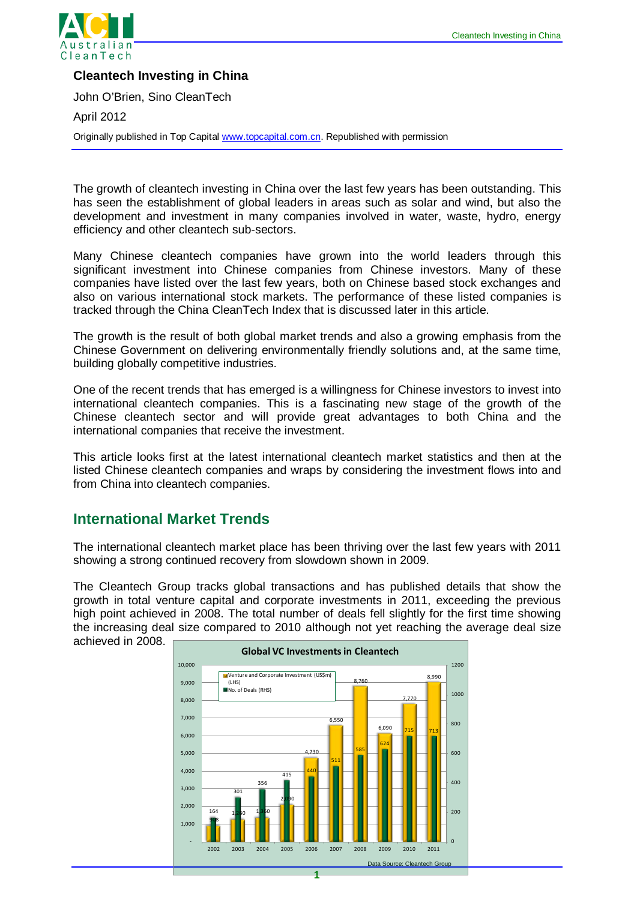# Cleantech Investing in China

John O'Brien, Sino CleanTech

April 2012

Originally published in Top Capital www.topcapital.com.cn. Republished with permission

The growth of cleantech investing in China over the last few years has been outstanding. This has seen the establishment of global leaders in areas such as solar and wind, but also the development and investment in many companies involved in water, waste, hydro, energy efficiency and other cleantech sub-sectors.

Many Chinese cleantech companies have grown into the world leaders through this significant investment into Chinese companies from Chinese investors. Many of these companies have listed over the last few years, both on Chinese based stock exchanges and also on various international stock markets. The performance of these listed companies is tracked through the China CleanTech Index that is discussed later in this article.

The growth is the result of both global market trends and also a growing emphasis from the Chinese Government on delivering environmentally friendly solutions and, at the same time, building globally competitive industries.

One of the recent trends that has emerged is a willingness for Chinese investors to invest into international cleantech companies. This is a fascinating new stage of the growth of the Chinese cleantech sector and will provide great advantages to both China and the international companies that receive the investment.

This article looks first at the latest international cleantech market statistics and then at the listed Chinese cleantech companies and wraps by considering the investment flows into and from China into cleantech companies.

## International Market Trends

The international cleantech market place has been thriving over the last few years with 2011 showing a strong continued recovery from slowdown shown in 2009.

The Cleantech Group tracks global transactions and has published details that show the growth in total venture capital and corporate investments in 2011, exceeding the previous high point achieved in 2008. The total number of deals fell slightly for the first time showing the increasing deal size compared to 2010 although not yet reaching the average deal size achieved in 2008.

**Global VC Investments in Cleantech**

| Year | Venture and Corporate Investment (US$m) (LHS) | No. of Deals (RHS) |
|---|---|---|
| 2002 | 908 | 164 |
| 2003 | 1,260 | 301 |
| 2004 | 1,360 | 356 |
| 2005 | 2,090 | 415 |
| 2006 | 4,730 | 440 |
| 2007 | 6,550 | 511 |
| 2008 | 8,760 | 585 |
| 2009 | 6,090 | 624 |
| 2010 | 7,770 | 715 |
| 2011 | 8,990 | 713 |

Data Source: Cleantech Group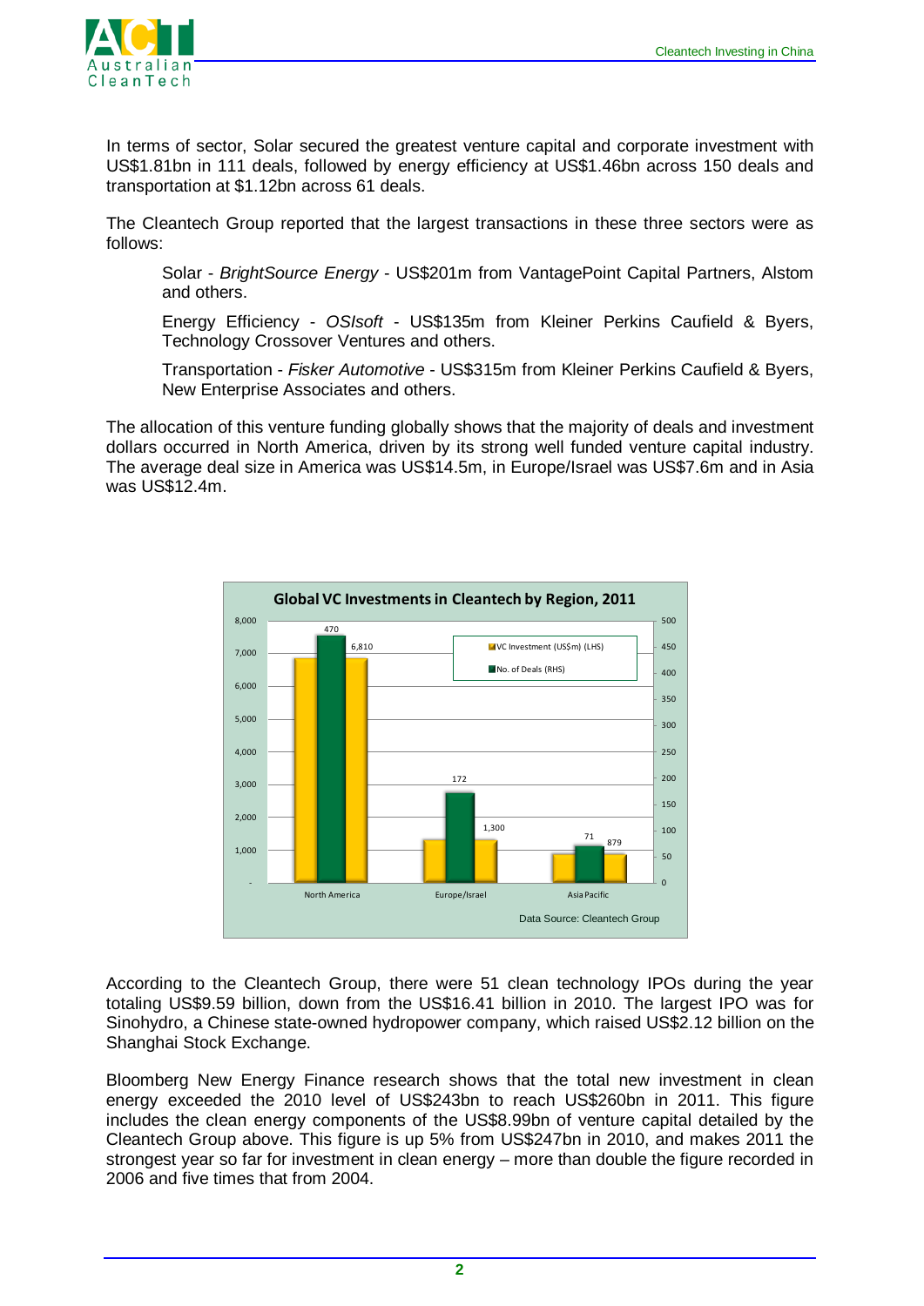In terms of sector, Solar secured the greatest venture capital and corporate investment with US$1.81bn in 111 deals, followed by energy efficiency at US$1.46bn across 150 deals and transportation at $1.12bn across 61 deals.

The Cleantech Group reported that the largest transactions in these three sectors were as follows:

> Solar - *BrightSource Energy* - US$201m from VantagePoint Capital Partners, Alstom and others.
>
> Energy Efficiency - *OSIsoft* - US$135m from Kleiner Perkins Caufield & Byers, Technology Crossover Ventures and others.
>
> Transportation - *Fisker Automotive* - US$315m from Kleiner Perkins Caufield & Byers, New Enterprise Associates and others.

The allocation of this venture funding globally shows that the majority of deals and investment dollars occurred in North America, driven by its strong well funded venture capital industry. The average deal size in America was US$14.5m, in Europe/Israel was US$7.6m and in Asia was US$12.4m.

**Global VC Investments in Cleantech by Region, 2011**

| Region | VC Investment (US$m) (LHS) | No. of Deals (RHS) |
| --- | --- | --- |
| North America | 6,810 | 470 |
| Europe/Israel | 1,300 | 172 |
| Asia Pacific | 879 | 71 |

Data Source: Cleantech Group

According to the Cleantech Group, there were 51 clean technology IPOs during the year totaling US$9.59 billion, down from the US$16.41 billion in 2010. The largest IPO was for Sinohydro, a Chinese state-owned hydropower company, which raised US$2.12 billion on the Shanghai Stock Exchange.

Bloomberg New Energy Finance research shows that the total new investment in clean energy exceeded the 2010 level of US$243bn to reach US$260bn in 2011. This figure includes the clean energy components of the US$8.99bn of venture capital detailed by the Cleantech Group above. This figure is up 5% from US$247bn in 2010, and makes 2011 the strongest year so far for investment in clean energy – more than double the figure recorded in 2006 and five times that from 2004.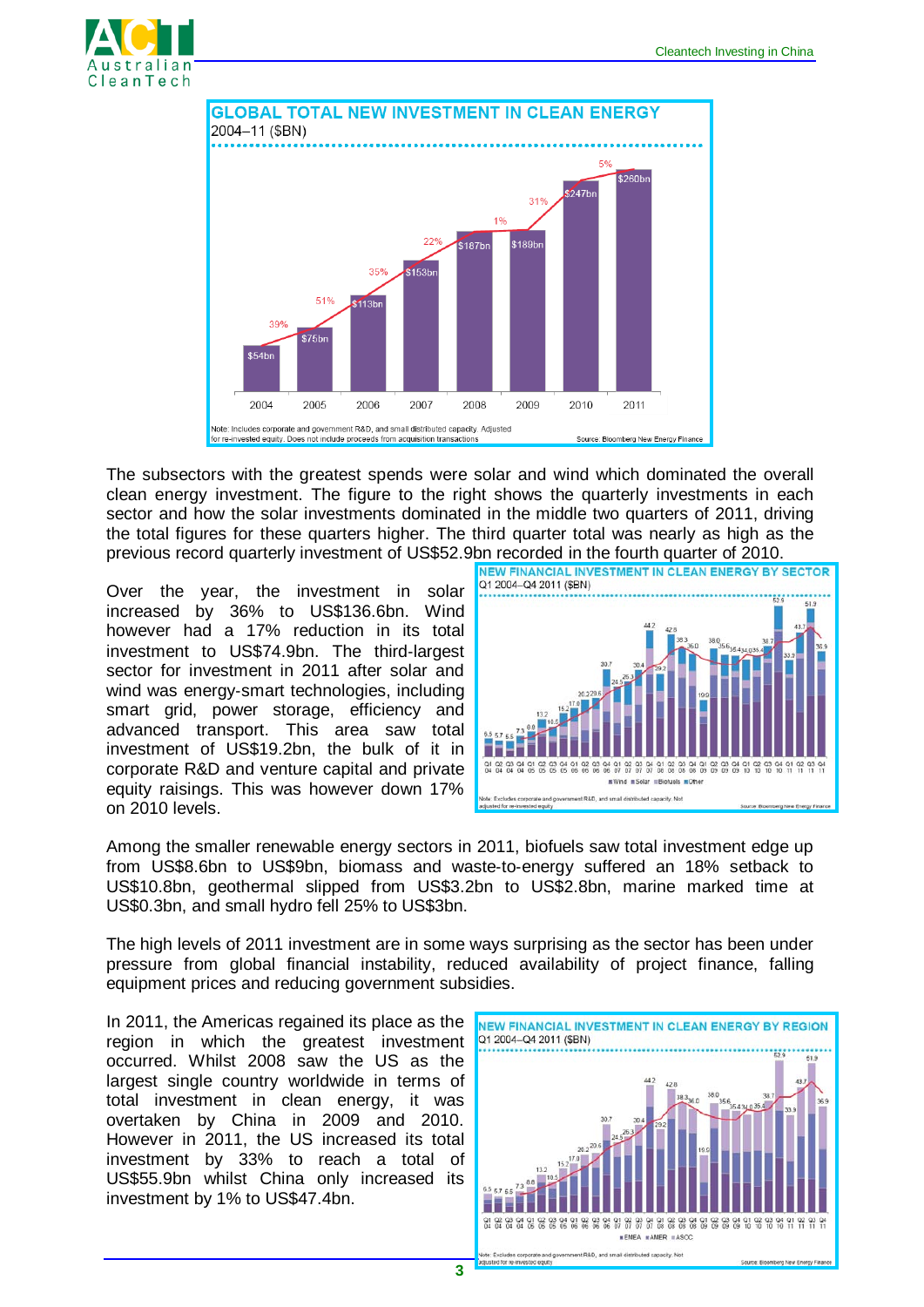**GLOBAL TOTAL NEW INVESTMENT IN CLEAN ENERGY**

2004–11 ($BN)

| Year | Investment | Growth |
|---|---|---|
| 2004 | $54bn | |
| 2005 | $75bn | 39% |
| 2006 | $113bn | 51% |
| 2007 | $153bn | 35% |
| 2008 | $187bn | 22% |
| 2009 | $189bn | 1% |
| 2010 | $247bn | 31% |
| 2011 | $260bn | 5% |

Note: Includes corporate and government R&D, and small distributed capacity. Adjusted for re-invested equity. Does not include proceeds from acquisition transactions

Source: Bloomberg New Energy Finance

The subsectors with the greatest spends were solar and wind which dominated the overall clean energy investment. The figure to the right shows the quarterly investments in each sector and how the solar investments dominated in the middle two quarters of 2011, driving the total figures for these quarters higher. The third quarter total was nearly as high as the previous record quarterly investment of US$52.9bn recorded in the fourth quarter of 2010.

Over the year, the investment in solar increased by 36% to US$136.6bn. Wind however had a 17% reduction in its total investment to US$74.9bn. The third-largest sector for investment in 2011 after solar and wind was energy-smart technologies, including smart grid, power storage, efficiency and advanced transport. This area saw total investment of US$19.2bn, the bulk of it in corporate R&D and venture capital and private equity raisings. This was however down 17% on 2010 levels.

**NEW FINANCIAL INVESTMENT IN CLEAN ENERGY BY SECTOR**

Q1 2004–Q4 2011 ($BN)

| Quarter | Q1 04 | Q2 04 | Q3 04 | Q4 04 | Q1 05 | Q2 05 | Q3 05 | Q4 05 | Q1 06 | Q2 06 | Q3 06 | Q4 06 | Q1 07 | Q2 07 | Q3 07 | Q4 07 | Q1 08 | Q2 08 | Q3 08 | Q4 08 | Q1 09 | Q2 09 | Q3 09 | Q4 09 | Q1 10 | Q2 10 | Q3 10 | Q4 10 | Q1 11 | Q2 11 | Q3 11 | Q4 11 |
|---|---|---|---|---|---|---|---|---|---|---|---|---|---|---|---|---|---|---|---|---|---|---|---|---|---|---|---|---|---|---|---|---|
| $BN | 6.5 | 5.7 | 6.5 | 7.3 | 8.8 | 13.2 | 10.5 | 15.2 | 17.0 | 20.2 | 20.6 | 30.7 | 24.5 | 25.3 | 30.4 | 44.2 | 29.2 | 42.8 | 38.3 | 36.0 | 19.9 | 38.0 | 35.6 | 35.4 | 34.0 | 35.4 | 38.7 | 52.9 | 33.9 | 43.7 | 51.9 | 36.9 |

■Wind ■Solar ■Biofuels ■Other

Note: Excludes corporate and government R&D, and small distributed capacity. Not adjusted for re-invested equity

Source: Bloomberg New Energy Finance

Among the smaller renewable energy sectors in 2011, biofuels saw total investment edge up from US$8.6bn to US$9bn, biomass and waste-to-energy suffered an 18% setback to US$10.8bn, geothermal slipped from US$3.2bn to US$2.8bn, marine marked time at US$0.3bn, and small hydro fell 25% to US$3bn.

The high levels of 2011 investment are in some ways surprising as the sector has been under pressure from global financial instability, reduced availability of project finance, falling equipment prices and reducing government subsidies.

In 2011, the Americas regained its place as the region in which the greatest investment occurred. Whilst 2008 saw the US as the largest single country worldwide in terms of total investment in clean energy, it was overtaken by China in 2009 and 2010. However in 2011, the US increased its total investment by 33% to reach a total of US$55.9bn whilst China only increased its investment by 1% to US$47.4bn.

**NEW FINANCIAL INVESTMENT IN CLEAN ENERGY BY REGION**

Q1 2004–Q4 2011 ($BN)

| Quarter | Q1 04 | Q2 04 | Q3 04 | Q4 04 | Q1 05 | Q2 05 | Q3 05 | Q4 05 | Q1 06 | Q2 06 | Q3 06 | Q4 06 | Q1 07 | Q2 07 | Q3 07 | Q4 07 | Q1 08 | Q2 08 | Q3 08 | Q4 08 | Q1 09 | Q2 09 | Q3 09 | Q4 09 | Q1 10 | Q2 10 | Q3 10 | Q4 10 | Q1 11 | Q2 11 | Q3 11 | Q4 11 |
|---|---|---|---|---|---|---|---|---|---|---|---|---|---|---|---|---|---|---|---|---|---|---|---|---|---|---|---|---|---|---|---|---|
| $BN | 6.5 | 5.7 | 6.5 | 7.3 | 8.8 | 13.2 | 10.5 | 15.2 | 17.0 | 20.2 | 20.6 | 30.7 | 24.5 | 25.3 | 30.4 | 44.2 | 29.2 | 42.8 | 38.3 | 36.0 | 19.9 | 38.0 | 35.6 | 35.4 | 34.0 | 35.4 | 38.7 | 52.9 | 33.9 | 43.7 | 51.9 | 36.9 |

■EMEA ■AMER ■ASOC

Note: Excludes corporate and government R&D, and small distributed capacity. Not adjusted for re-invested equity

Source: Bloomberg New Energy Finance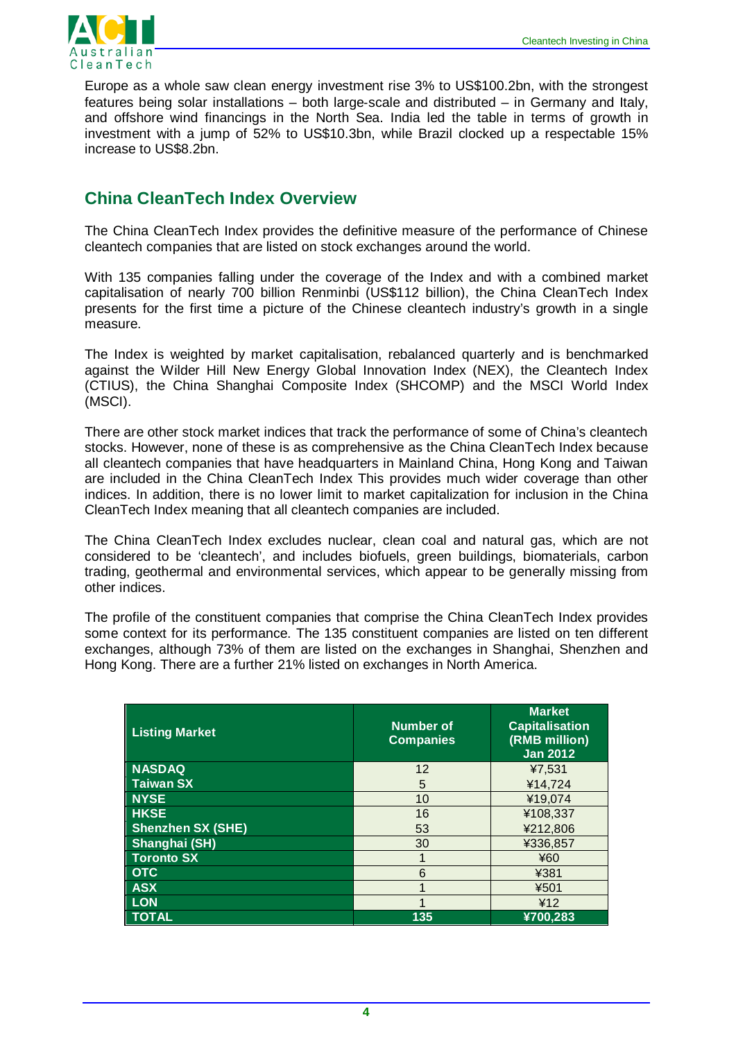Europe as a whole saw clean energy investment rise 3% to US$100.2bn, with the strongest features being solar installations – both large-scale and distributed – in Germany and Italy, and offshore wind financings in the North Sea. India led the table in terms of growth in investment with a jump of 52% to US$10.3bn, while Brazil clocked up a respectable 15% increase to US$8.2bn.

## China CleanTech Index Overview

The China CleanTech Index provides the definitive measure of the performance of Chinese cleantech companies that are listed on stock exchanges around the world.

With 135 companies falling under the coverage of the Index and with a combined market capitalisation of nearly 700 billion Renminbi (US$112 billion), the China CleanTech Index presents for the first time a picture of the Chinese cleantech industry's growth in a single measure.

The Index is weighted by market capitalisation, rebalanced quarterly and is benchmarked against the Wilder Hill New Energy Global Innovation Index (NEX), the Cleantech Index (CTIUS), the China Shanghai Composite Index (SHCOMP) and the MSCI World Index (MSCI).

There are other stock market indices that track the performance of some of China's cleantech stocks. However, none of these is as comprehensive as the China CleanTech Index because all cleantech companies that have headquarters in Mainland China, Hong Kong and Taiwan are included in the China CleanTech Index This provides much wider coverage than other indices. In addition, there is no lower limit to market capitalization for inclusion in the China CleanTech Index meaning that all cleantech companies are included.

The China CleanTech Index excludes nuclear, clean coal and natural gas, which are not considered to be 'cleantech', and includes biofuels, green buildings, biomaterials, carbon trading, geothermal and environmental services, which appear to be generally missing from other indices.

The profile of the constituent companies that comprise the China CleanTech Index provides some context for its performance. The 135 constituent companies are listed on ten different exchanges, although 73% of them are listed on the exchanges in Shanghai, Shenzhen and Hong Kong. There are a further 21% listed on exchanges in North America.

| Listing Market | Number of Companies | Market Capitalisation (RMB million) Jan 2012 |
|---|---|---|
| **NASDAQ** | 12 | ¥7,531 |
| **Taiwan SX** | 5 | ¥14,724 |
| **NYSE** | 10 | ¥19,074 |
| **HKSE** | 16 | ¥108,337 |
| **Shenzhen SX (SHE)** | 53 | ¥212,806 |
| **Shanghai (SH)** | 30 | ¥336,857 |
| **Toronto SX** | 1 | ¥60 |
| **OTC** | 6 | ¥381 |
| **ASX** | 1 | ¥501 |
| **LON** | 1 | ¥12 |
| **TOTAL** | **135** | **¥700,283** |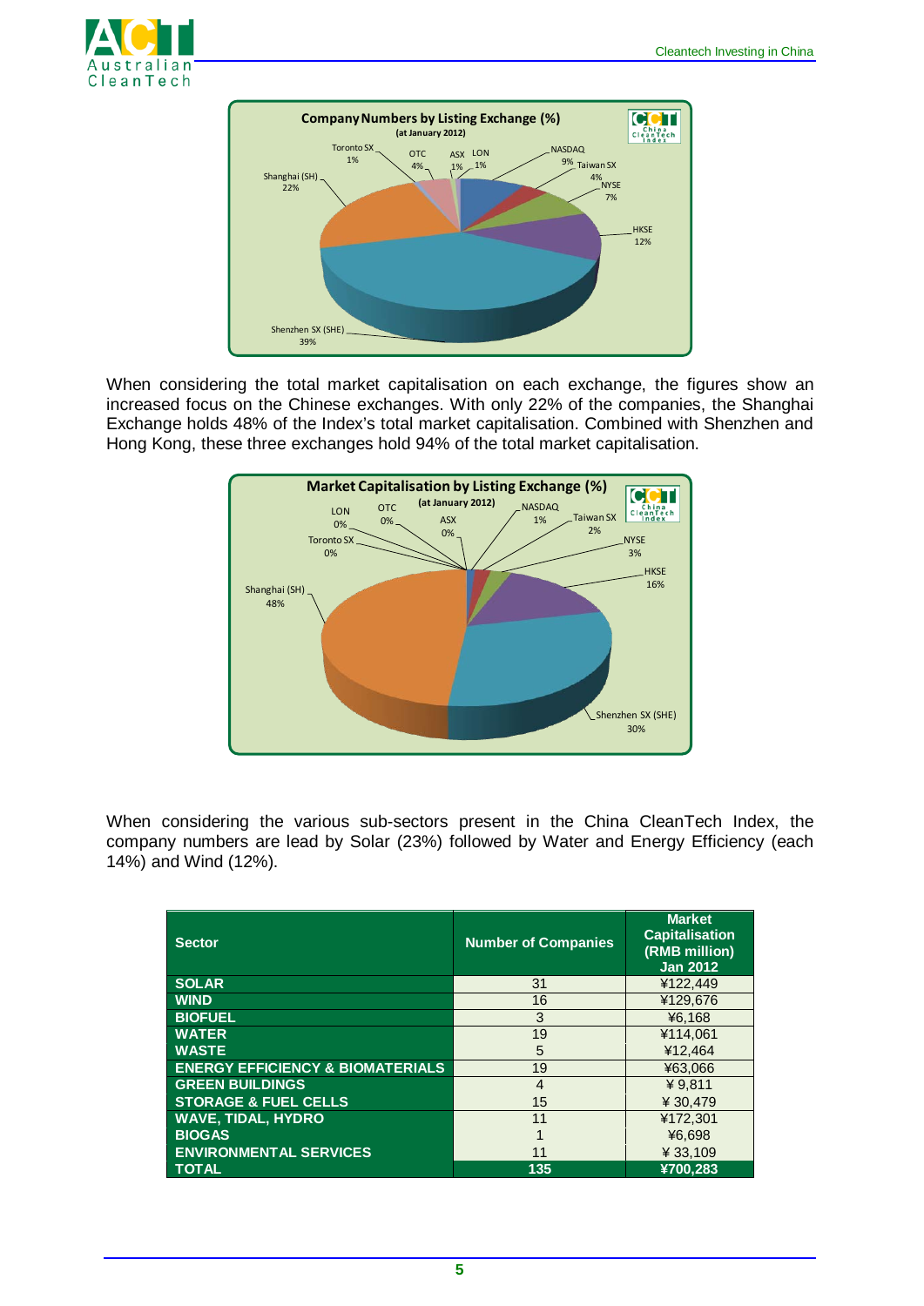**Company Numbers by Listing Exchange (%)**
(at January 2012)

| Exchange | % |
|---|---|
| Shenzhen SX (SHE) | 39% |
| Shanghai (SH) | 22% |
| HKSE | 12% |
| NASDAQ | 9% |
| NYSE | 7% |
| Taiwan SX | 4% |
| OTC | 4% |
| Toronto SX | 1% |
| ASX | 1% |
| LON | 1% |

When considering the total market capitalisation on each exchange, the figures show an increased focus on the Chinese exchanges. With only 22% of the companies, the Shanghai Exchange holds 48% of the Index's total market capitalisation. Combined with Shenzhen and Hong Kong, these three exchanges hold 94% of the total market capitalisation.

**Market Capitalisation by Listing Exchange (%)**
(at January 2012)

| Exchange | % |
|---|---|
| Shanghai (SH) | 48% |
| Shenzhen SX (SHE) | 30% |
| HKSE | 16% |
| NYSE | 3% |
| Taiwan SX | 2% |
| NASDAQ | 1% |
| ASX | 0% |
| OTC | 0% |
| LON | 0% |
| Toronto SX | 0% |

When considering the various sub-sectors present in the China CleanTech Index, the company numbers are lead by Solar (23%) followed by Water and Energy Efficiency (each 14%) and Wind (12%).

| Sector | Number of Companies | Market Capitalisation (RMB million) Jan 2012 |
|---|---|---|
| SOLAR | 31 | ¥122,449 |
| WIND | 16 | ¥129,676 |
| BIOFUEL | 3 | ¥6,168 |
| WATER | 19 | ¥114,061 |
| WASTE | 5 | ¥12,464 |
| ENERGY EFFICIENCY & BIOMATERIALS | 19 | ¥63,066 |
| GREEN BUILDINGS | 4 | ¥ 9,811 |
| STORAGE & FUEL CELLS | 15 | ¥ 30,479 |
| WAVE, TIDAL, HYDRO | 11 | ¥172,301 |
| BIOGAS | 1 | ¥6,698 |
| ENVIRONMENTAL SERVICES | 11 | ¥ 33,109 |
| **TOTAL** | **135** | **¥700,283** |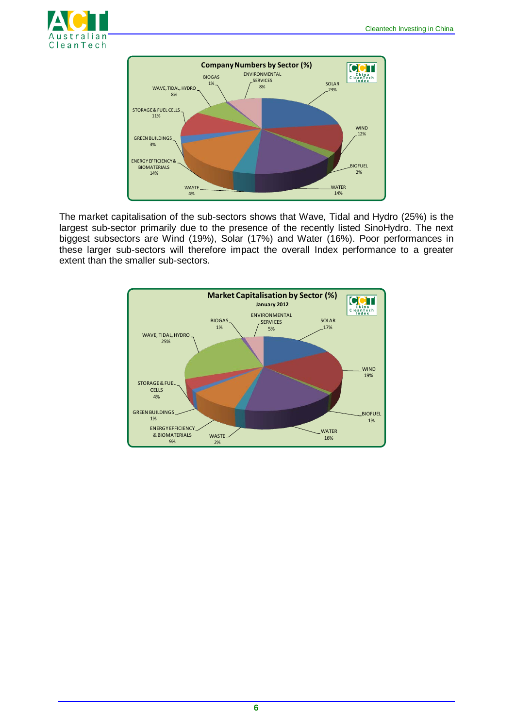**Company Numbers by Sector (%)**

| Sector | % |
|---|---|
| SOLAR | 23% |
| WIND | 12% |
| BIOFUEL | 2% |
| WATER | 14% |
| WASTE | 4% |
| ENERGY EFFICIENCY & BIOMATERIALS | 14% |
| GREEN BUILDINGS | 3% |
| STORAGE & FUEL CELLS | 11% |
| WAVE, TIDAL, HYDRO | 8% |
| BIOGAS | 1% |
| ENVIRONMENTAL SERVICES | 8% |

The market capitalisation of the sub-sectors shows that Wave, Tidal and Hydro (25%) is the largest sub-sector primarily due to the presence of the recently listed SinoHydro. The next biggest subsectors are Wind (19%), Solar (17%) and Water (16%). Poor performances in these larger sub-sectors will therefore impact the overall Index performance to a greater extent than the smaller sub-sectors.

**Market Capitalisation by Sector (%)**
**January 2012**

| Sector | % |
|---|---|
| SOLAR | 17% |
| WIND | 19% |
| BIOFUEL | 1% |
| WATER | 16% |
| WASTE | 2% |
| ENERGY EFFICIENCY & BIOMATERIALS | 9% |
| GREEN BUILDINGS | 1% |
| STORAGE & FUEL CELLS | 4% |
| WAVE, TIDAL, HYDRO | 25% |
| BIOGAS | 1% |
| ENVIRONMENTAL SERVICES | 5% |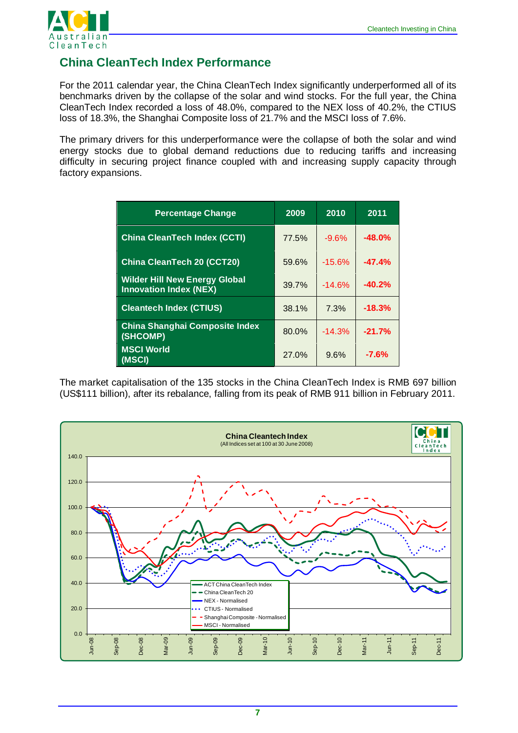## China CleanTech Index Performance

For the 2011 calendar year, the China CleanTech Index significantly underperformed all of its benchmarks driven by the collapse of the solar and wind stocks. For the full year, the China CleanTech Index recorded a loss of 48.0%, compared to the NEX loss of 40.2%, the CTIUS loss of 18.3%, the Shanghai Composite loss of 21.7% and the MSCI loss of 7.6%.

The primary drivers for this underperformance were the collapse of both the solar and wind energy stocks due to global demand reductions due to reducing tariffs and increasing difficulty in securing project finance coupled with and increasing supply capacity through factory expansions.

| Percentage Change | 2009 | 2010 | 2011 |
|---|---|---|---|
| China CleanTech Index (CCTI) | 77.5% | -9.6% | -48.0% |
| China CleanTech 20 (CCT20) | 59.6% | -15.6% | -47.4% |
| Wilder Hill New Energy Global Innovation Index (NEX) | 39.7% | -14.6% | -40.2% |
| Cleantech Index (CTIUS) | 38.1% | 7.3% | -18.3% |
| China Shanghai Composite Index (SHCOMP) | 80.0% | -14.3% | -21.7% |
| MSCI World (MSCI) | 27.0% | 9.6% | -7.6% |

The market capitalisation of the 135 stocks in the China CleanTech Index is RMB 697 billion (US$111 billion), after its rebalance, falling from its peak of RMB 911 billion in February 2011.

**China Cleantech Index**
(All Indices set at 100 at 30 June 2008)

Legend: ACT China CleanTech Index; China CleanTech 20; NEX - Normalised; CTIUS - Normalised; Shanghai Composite - Normalised; MSCI - Normalised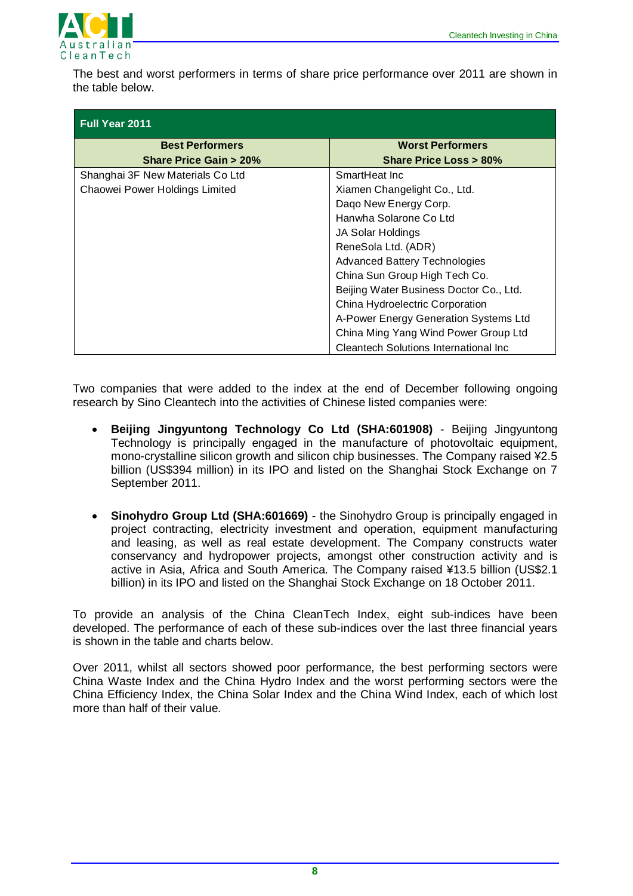The best and worst performers in terms of share price performance over 2011 are shown in the table below.

| Full Year 2011 | |
|---|---|
| **Best Performers**<br>**Share Price Gain > 20%** | **Worst Performers**<br>**Share Price Loss > 80%** |
| Shanghai 3F New Materials Co Ltd | SmartHeat Inc |
| Chaowei Power Holdings Limited | Xiamen Changelight Co., Ltd. |
| | Daqo New Energy Corp. |
| | Hanwha Solarone Co Ltd |
| | JA Solar Holdings |
| | ReneSola Ltd. (ADR) |
| | Advanced Battery Technologies |
| | China Sun Group High Tech Co. |
| | Beijing Water Business Doctor Co., Ltd. |
| | China Hydroelectric Corporation |
| | A-Power Energy Generation Systems Ltd |
| | China Ming Yang Wind Power Group Ltd |
| | Cleantech Solutions International Inc |

Two companies that were added to the index at the end of December following ongoing research by Sino Cleantech into the activities of Chinese listed companies were:

- **Beijing Jingyuntong Technology Co Ltd (SHA:601908)** - Beijing Jingyuntong Technology is principally engaged in the manufacture of photovoltaic equipment, mono-crystalline silicon growth and silicon chip businesses. The Company raised ¥2.5 billion (US$394 million) in its IPO and listed on the Shanghai Stock Exchange on 7 September 2011.

- **Sinohydro Group Ltd (SHA:601669)** - the Sinohydro Group is principally engaged in project contracting, electricity investment and operation, equipment manufacturing and leasing, as well as real estate development. The Company constructs water conservancy and hydropower projects, amongst other construction activity and is active in Asia, Africa and South America. The Company raised ¥13.5 billion (US$2.1 billion) in its IPO and listed on the Shanghai Stock Exchange on 18 October 2011.

To provide an analysis of the China CleanTech Index, eight sub-indices have been developed. The performance of each of these sub-indices over the last three financial years is shown in the table and charts below.

Over 2011, whilst all sectors showed poor performance, the best performing sectors were China Waste Index and the China Hydro Index and the worst performing sectors were the China Efficiency Index, the China Solar Index and the China Wind Index, each of which lost more than half of their value.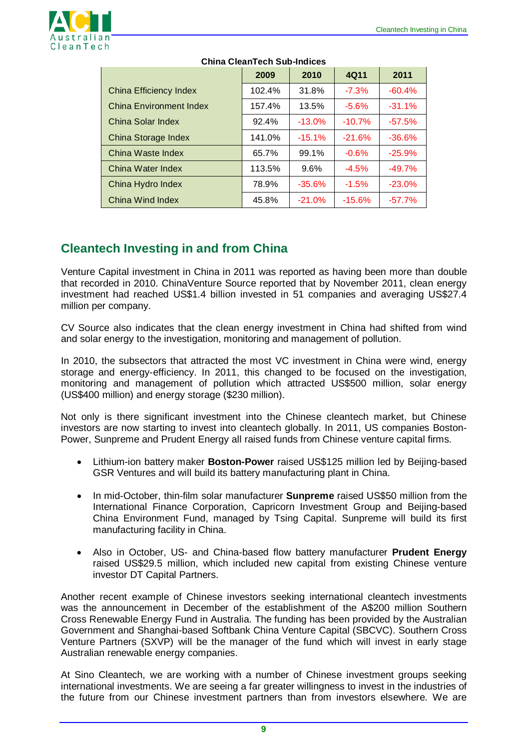**China CleanTech Sub-Indices**

| | 2009 | 2010 | 4Q11 | 2011 |
|---|---|---|---|---|
| China Efficiency Index | 102.4% | 31.8% | -7.3% | -60.4% |
| China Environment Index | 157.4% | 13.5% | -5.6% | -31.1% |
| China Solar Index | 92.4% | -13.0% | -10.7% | -57.5% |
| China Storage Index | 141.0% | -15.1% | -21.6% | -36.6% |
| China Waste Index | 65.7% | 99.1% | -0.6% | -25.9% |
| China Water Index | 113.5% | 9.6% | -4.5% | -49.7% |
| China Hydro Index | 78.9% | -35.6% | -1.5% | -23.0% |
| China Wind Index | 45.8% | -21.0% | -15.6% | -57.7% |

## Cleantech Investing in and from China

Venture Capital investment in China in 2011 was reported as having been more than double that recorded in 2010. ChinaVenture Source reported that by November 2011, clean energy investment had reached US$1.4 billion invested in 51 companies and averaging US$27.4 million per company.

CV Source also indicates that the clean energy investment in China had shifted from wind and solar energy to the investigation, monitoring and management of pollution.

In 2010, the subsectors that attracted the most VC investment in China were wind, energy storage and energy-efficiency. In 2011, this changed to be focused on the investigation, monitoring and management of pollution which attracted US$500 million, solar energy (US$400 million) and energy storage ($230 million).

Not only is there significant investment into the Chinese cleantech market, but Chinese investors are now starting to invest into cleantech globally. In 2011, US companies Boston-Power, Sunpreme and Prudent Energy all raised funds from Chinese venture capital firms.

- Lithium-ion battery maker **Boston-Power** raised US$125 million led by Beijing-based GSR Ventures and will build its battery manufacturing plant in China.
- In mid-October, thin-film solar manufacturer **Sunpreme** raised US$50 million from the International Finance Corporation, Capricorn Investment Group and Beijing-based China Environment Fund, managed by Tsing Capital. Sunpreme will build its first manufacturing facility in China.
- Also in October, US- and China-based flow battery manufacturer **Prudent Energy** raised US$29.5 million, which included new capital from existing Chinese venture investor DT Capital Partners.

Another recent example of Chinese investors seeking international cleantech investments was the announcement in December of the establishment of the A$200 million Southern Cross Renewable Energy Fund in Australia. The funding has been provided by the Australian Government and Shanghai-based Softbank China Venture Capital (SBCVC). Southern Cross Venture Partners (SXVP) will be the manager of the fund which will invest in early stage Australian renewable energy companies.

At Sino Cleantech, we are working with a number of Chinese investment groups seeking international investments. We are seeing a far greater willingness to invest in the industries of the future from our Chinese investment partners than from investors elsewhere. We are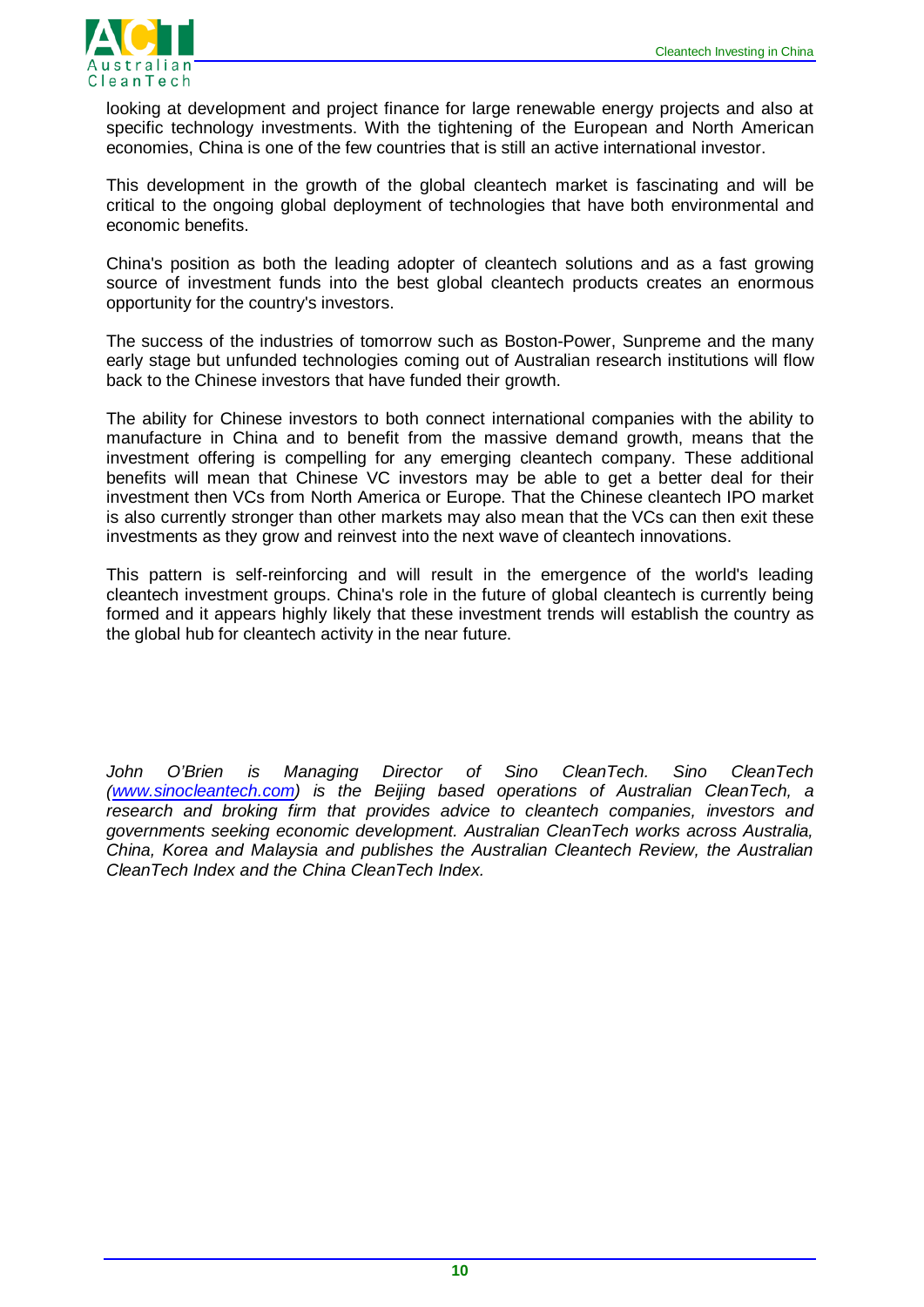looking at development and project finance for large renewable energy projects and also at specific technology investments. With the tightening of the European and North American economies, China is one of the few countries that is still an active international investor.

This development in the growth of the global cleantech market is fascinating and will be critical to the ongoing global deployment of technologies that have both environmental and economic benefits.

China's position as both the leading adopter of cleantech solutions and as a fast growing source of investment funds into the best global cleantech products creates an enormous opportunity for the country's investors.

The success of the industries of tomorrow such as Boston-Power, Sunpreme and the many early stage but unfunded technologies coming out of Australian research institutions will flow back to the Chinese investors that have funded their growth.

The ability for Chinese investors to both connect international companies with the ability to manufacture in China and to benefit from the massive demand growth, means that the investment offering is compelling for any emerging cleantech company. These additional benefits will mean that Chinese VC investors may be able to get a better deal for their investment then VCs from North America or Europe. That the Chinese cleantech IPO market is also currently stronger than other markets may also mean that the VCs can then exit these investments as they grow and reinvest into the next wave of cleantech innovations.

This pattern is self-reinforcing and will result in the emergence of the world's leading cleantech investment groups. China's role in the future of global cleantech is currently being formed and it appears highly likely that these investment trends will establish the country as the global hub for cleantech activity in the near future.

*John O'Brien is Managing Director of Sino CleanTech. Sino CleanTech ([www.sinocleantech.com](http://www.sinocleantech.com)) is the Beijing based operations of Australian CleanTech, a research and broking firm that provides advice to cleantech companies, investors and governments seeking economic development. Australian CleanTech works across Australia, China, Korea and Malaysia and publishes the Australian Cleantech Review, the Australian CleanTech Index and the China CleanTech Index.*